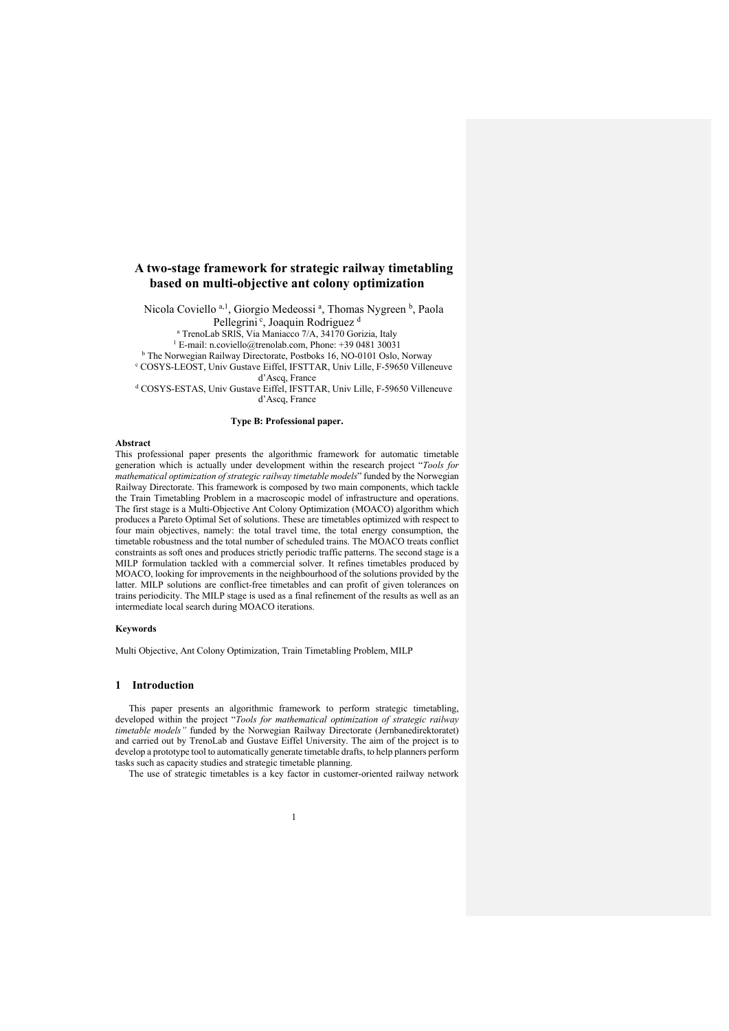# A two-stage framework for strategic railway timetabling based on multi-objective ant colony optimization

Nicola Coviello [a,1], Giorgio Medeossi [a], Thomas Nygreen [b], Paola Pellegrini [c], Joaquin Rodriguez [d]

[a] TrenoLab SRlS, Via Maniacco 7/A, 34170 Gorizia, Italy
[1] E-mail: n.coviello@trenolab.com, Phone: +39 0481 30031
[b] The Norwegian Railway Directorate, Postboks 16, NO-0101 Oslo, Norway
[c] COSYS-LEOST, Univ Gustave Eiffel, IFSTTAR, Univ Lille, F-59650 Villeneuve d'Ascq, France
[d] COSYS-ESTAS, Univ Gustave Eiffel, IFSTTAR, Univ Lille, F-59650 Villeneuve d'Ascq, France

**Type B: Professional paper.**

#### Abstract

This professional paper presents the algorithmic framework for automatic timetable generation which is actually under development within the research project "*Tools for mathematical optimization of strategic railway timetable models*" funded by the Norwegian Railway Directorate. This framework is composed by two main components, which tackle the Train Timetabling Problem in a macroscopic model of infrastructure and operations. The first stage is a Multi-Objective Ant Colony Optimization (MOACO) algorithm which produces a Pareto Optimal Set of solutions. These are timetables optimized with respect to four main objectives, namely: the total travel time, the total energy consumption, the timetable robustness and the total number of scheduled trains. The MOACO treats conflict constraints as soft ones and produces strictly periodic traffic patterns. The second stage is a MILP formulation tackled with a commercial solver. It refines timetables produced by MOACO, looking for improvements in the neighbourhood of the solutions provided by the latter. MILP solutions are conflict-free timetables and can profit of given tolerances on trains periodicity. The MILP stage is used as a final refinement of the results as well as an intermediate local search during MOACO iterations.

#### Keywords

Multi Objective, Ant Colony Optimization, Train Timetabling Problem, MILP

## 1 Introduction

This paper presents an algorithmic framework to perform strategic timetabling, developed within the project "*Tools for mathematical optimization of strategic railway timetable models"* funded by the Norwegian Railway Directorate (Jernbanedirektoratet) and carried out by TrenoLab and Gustave Eiffel University. The aim of the project is to develop a prototype tool to automatically generate timetable drafts, to help planners perform tasks such as capacity studies and strategic timetable planning.

The use of strategic timetables is a key factor in customer-oriented railway network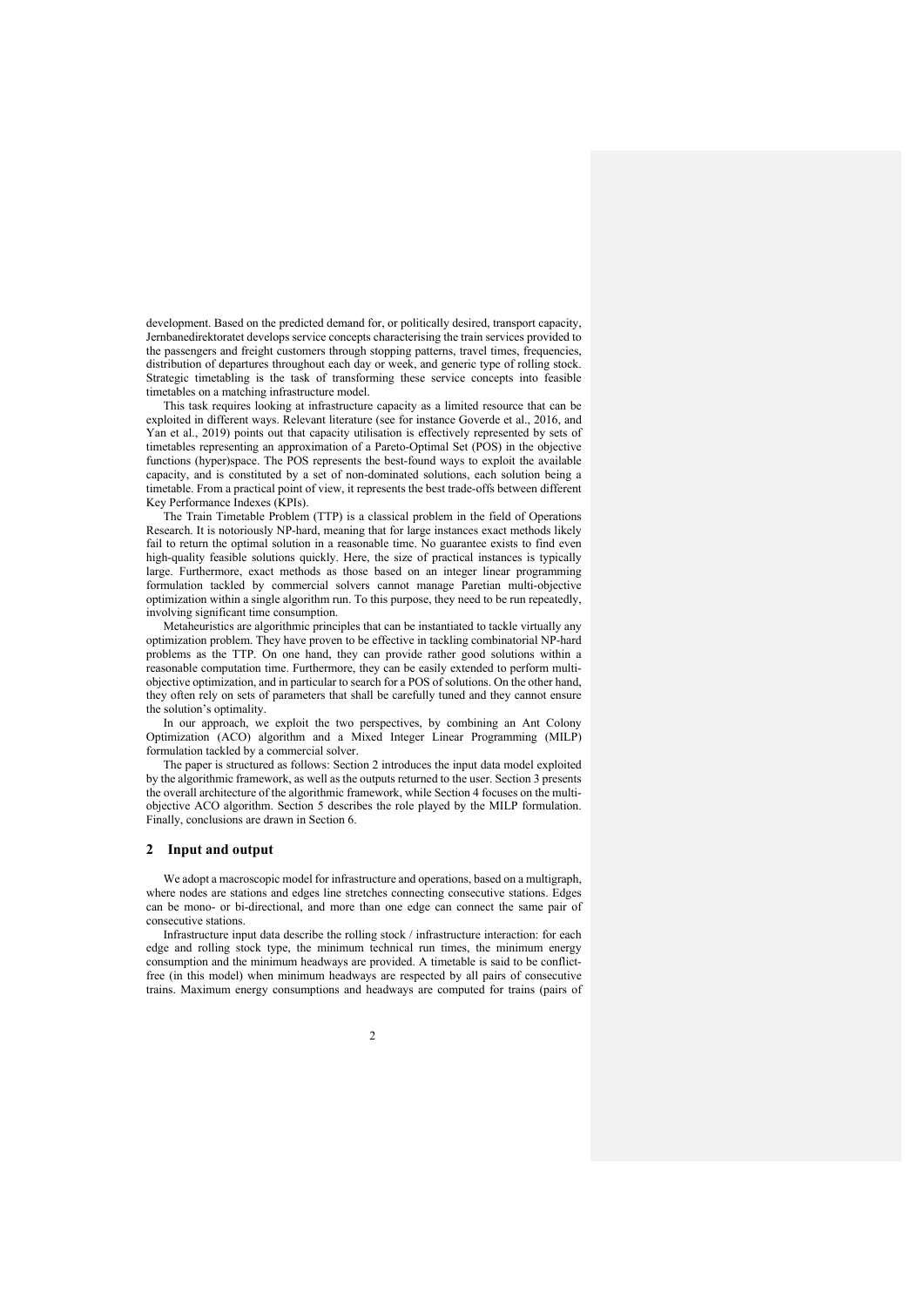development. Based on the predicted demand for, or politically desired, transport capacity, Jernbanedirektoratet develops service concepts characterising the train services provided to the passengers and freight customers through stopping patterns, travel times, frequencies, distribution of departures throughout each day or week, and generic type of rolling stock. Strategic timetabling is the task of transforming these service concepts into feasible timetables on a matching infrastructure model.

This task requires looking at infrastructure capacity as a limited resource that can be exploited in different ways. Relevant literature (see for instance Goverde et al., 2016, and Yan et al., 2019) points out that capacity utilisation is effectively represented by sets of timetables representing an approximation of a Pareto-Optimal Set (POS) in the objective functions (hyper)space. The POS represents the best-found ways to exploit the available capacity, and is constituted by a set of non-dominated solutions, each solution being a timetable. From a practical point of view, it represents the best trade-offs between different Key Performance Indexes (KPIs).

The Train Timetable Problem (TTP) is a classical problem in the field of Operations Research. It is notoriously NP-hard, meaning that for large instances exact methods likely fail to return the optimal solution in a reasonable time. No guarantee exists to find even high-quality feasible solutions quickly. Here, the size of practical instances is typically large. Furthermore, exact methods as those based on an integer linear programming formulation tackled by commercial solvers cannot manage Paretian multi-objective optimization within a single algorithm run. To this purpose, they need to be run repeatedly, involving significant time consumption.

Metaheuristics are algorithmic principles that can be instantiated to tackle virtually any optimization problem. They have proven to be effective in tackling combinatorial NP-hard problems as the TTP. On one hand, they can provide rather good solutions within a reasonable computation time. Furthermore, they can be easily extended to perform multi-objective optimization, and in particular to search for a POS of solutions. On the other hand, they often rely on sets of parameters that shall be carefully tuned and they cannot ensure the solution's optimality.

In our approach, we exploit the two perspectives, by combining an Ant Colony Optimization (ACO) algorithm and a Mixed Integer Linear Programming (MILP) formulation tackled by a commercial solver.

The paper is structured as follows: Section 2 introduces the input data model exploited by the algorithmic framework, as well as the outputs returned to the user. Section 3 presents the overall architecture of the algorithmic framework, while Section 4 focuses on the multi-objective ACO algorithm. Section 5 describes the role played by the MILP formulation. Finally, conclusions are drawn in Section 6.

## 2 Input and output

We adopt a macroscopic model for infrastructure and operations, based on a multigraph, where nodes are stations and edges line stretches connecting consecutive stations. Edges can be mono- or bi-directional, and more than one edge can connect the same pair of consecutive stations.

Infrastructure input data describe the rolling stock / infrastructure interaction: for each edge and rolling stock type, the minimum technical run times, the minimum energy consumption and the minimum headways are provided. A timetable is said to be conflict-free (in this model) when minimum headways are respected by all pairs of consecutive trains. Maximum energy consumptions and headways are computed for trains (pairs of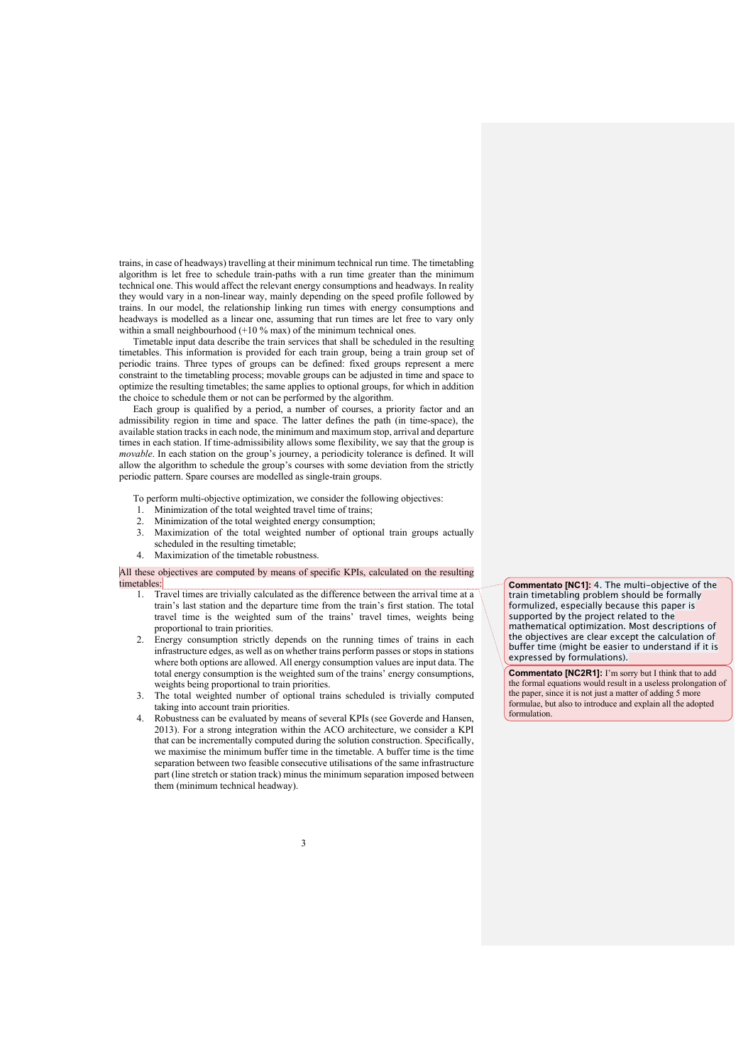trains, in case of headways) travelling at their minimum technical run time. The timetabling algorithm is let free to schedule train-paths with a run time greater than the minimum technical one. This would affect the relevant energy consumptions and headways. In reality they would vary in a non-linear way, mainly depending on the speed profile followed by trains. In our model, the relationship linking run times with energy consumptions and headways is modelled as a linear one, assuming that run times are let free to vary only within a small neighbourhood (+10 % max) of the minimum technical ones.

Timetable input data describe the train services that shall be scheduled in the resulting timetables. This information is provided for each train group, being a train group set of periodic trains. Three types of groups can be defined: fixed groups represent a mere constraint to the timetabling process; movable groups can be adjusted in time and space to optimize the resulting timetables; the same applies to optional groups, for which in addition the choice to schedule them or not can be performed by the algorithm.

Each group is qualified by a period, a number of courses, a priority factor and an admissibility region in time and space. The latter defines the path (in time-space), the available station tracks in each node, the minimum and maximum stop, arrival and departure times in each station. If time-admissibility allows some flexibility, we say that the group is *movable*. In each station on the group's journey, a periodicity tolerance is defined. It will allow the algorithm to schedule the group's courses with some deviation from the strictly periodic pattern. Spare courses are modelled as single-train groups.

To perform multi-objective optimization, we consider the following objectives:

1. Minimization of the total weighted travel time of trains;
2. Minimization of the total weighted energy consumption;
3. Maximization of the total weighted number of optional train groups actually scheduled in the resulting timetable;
4. Maximization of the timetable robustness.

All these objectives are computed by means of specific KPIs, calculated on the resulting timetables:

1. Travel times are trivially calculated as the difference between the arrival time at a train's last station and the departure time from the train's first station. The total travel time is the weighted sum of the trains' travel times, weights being proportional to train priorities.
2. Energy consumption strictly depends on the running times of trains in each infrastructure edges, as well as on whether trains perform passes or stops in stations where both options are allowed. All energy consumption values are input data. The total energy consumption is the weighted sum of the trains' energy consumptions, weights being proportional to train priorities.
3. The total weighted number of optional trains scheduled is trivially computed taking into account train priorities.
4. Robustness can be evaluated by means of several KPIs (see Goverde and Hansen, 2013). For a strong integration within the ACO architecture, we consider a KPI that can be incrementally computed during the solution construction. Specifically, we maximise the minimum buffer time in the timetable. A buffer time is the time separation between two feasible consecutive utilisations of the same infrastructure part (line stretch or station track) minus the minimum separation imposed between them (minimum technical headway).

**Commentato [NC1]:** 4. The multi-objective of the train timetabling problem should be formally formulized, especially because this paper is supported by the project related to the mathematical optimization. Most descriptions of the objectives are clear except the calculation of buffer time (might be easier to understand if it is expressed by formulations).

**Commentato [NC2R1]:** I'm sorry but I think that to add the formal equations would result in a useless prolongation of the paper, since it is not just a matter of adding 5 more formulae, but also to introduce and explain all the adopted formulation.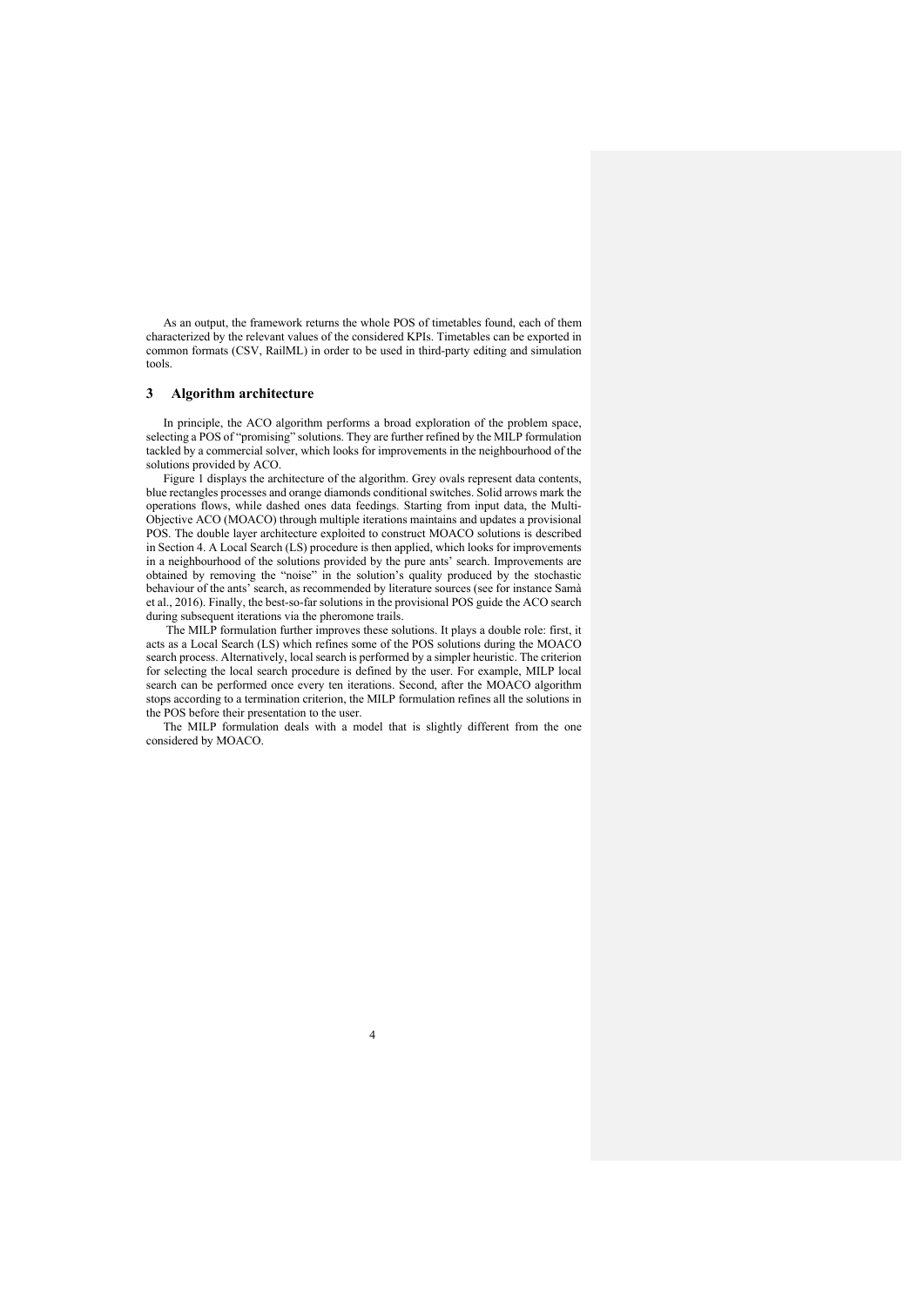As an output, the framework returns the whole POS of timetables found, each of them characterized by the relevant values of the considered KPIs. Timetables can be exported in common formats (CSV, RailML) in order to be used in third-party editing and simulation tools.

## 3 Algorithm architecture

In principle, the ACO algorithm performs a broad exploration of the problem space, selecting a POS of "promising" solutions. They are further refined by the MILP formulation tackled by a commercial solver, which looks for improvements in the neighbourhood of the solutions provided by ACO.

Figure 1 displays the architecture of the algorithm. Grey ovals represent data contents, blue rectangles processes and orange diamonds conditional switches. Solid arrows mark the operations flows, while dashed ones data feedings. Starting from input data, the Multi-Objective ACO (MOACO) through multiple iterations maintains and updates a provisional POS. The double layer architecture exploited to construct MOACO solutions is described in Section 4. A Local Search (LS) procedure is then applied, which looks for improvements in a neighbourhood of the solutions provided by the pure ants' search. Improvements are obtained by removing the "noise" in the solution's quality produced by the stochastic behaviour of the ants' search, as recommended by literature sources (see for instance Samà et al., 2016). Finally, the best-so-far solutions in the provisional POS guide the ACO search during subsequent iterations via the pheromone trails.

The MILP formulation further improves these solutions. It plays a double role: first, it acts as a Local Search (LS) which refines some of the POS solutions during the MOACO search process. Alternatively, local search is performed by a simpler heuristic. The criterion for selecting the local search procedure is defined by the user. For example, MILP local search can be performed once every ten iterations. Second, after the MOACO algorithm stops according to a termination criterion, the MILP formulation refines all the solutions in the POS before their presentation to the user.

The MILP formulation deals with a model that is slightly different from the one considered by MOACO.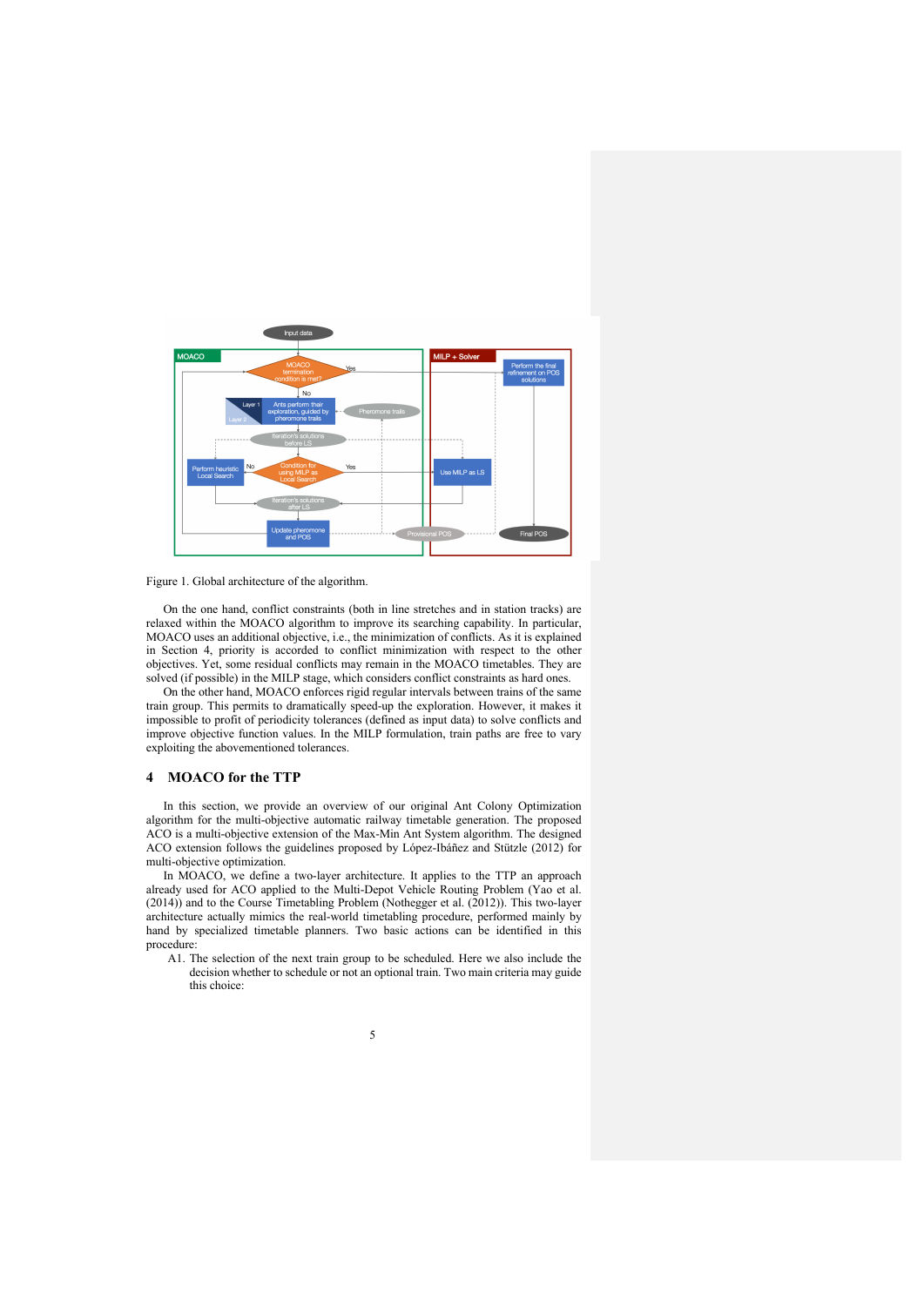Figure 1. Global architecture of the algorithm.

On the one hand, conflict constraints (both in line stretches and in station tracks) are relaxed within the MOACO algorithm to improve its searching capability. In particular, MOACO uses an additional objective, i.e., the minimization of conflicts. As it is explained in Section 4, priority is accorded to conflict minimization with respect to the other objectives. Yet, some residual conflicts may remain in the MOACO timetables. They are solved (if possible) in the MILP stage, which considers conflict constraints as hard ones.

On the other hand, MOACO enforces rigid regular intervals between trains of the same train group. This permits to dramatically speed-up the exploration. However, it makes it impossible to profit of periodicity tolerances (defined as input data) to solve conflicts and improve objective function values. In the MILP formulation, train paths are free to vary exploiting the abovementioned tolerances.

## 4 MOACO for the TTP

In this section, we provide an overview of our original Ant Colony Optimization algorithm for the multi-objective automatic railway timetable generation. The proposed ACO is a multi-objective extension of the Max-Min Ant System algorithm. The designed ACO extension follows the guidelines proposed by López-Ibáñez and Stützle (2012) for multi-objective optimization.

In MOACO, we define a two-layer architecture. It applies to the TTP an approach already used for ACO applied to the Multi-Depot Vehicle Routing Problem (Yao et al. (2014)) and to the Course Timetabling Problem (Nothegger et al. (2012)). This two-layer architecture actually mimics the real-world timetabling procedure, performed mainly by hand by specialized timetable planners. Two basic actions can be identified in this procedure:

A1. The selection of the next train group to be scheduled. Here we also include the decision whether to schedule or not an optional train. Two main criteria may guide this choice: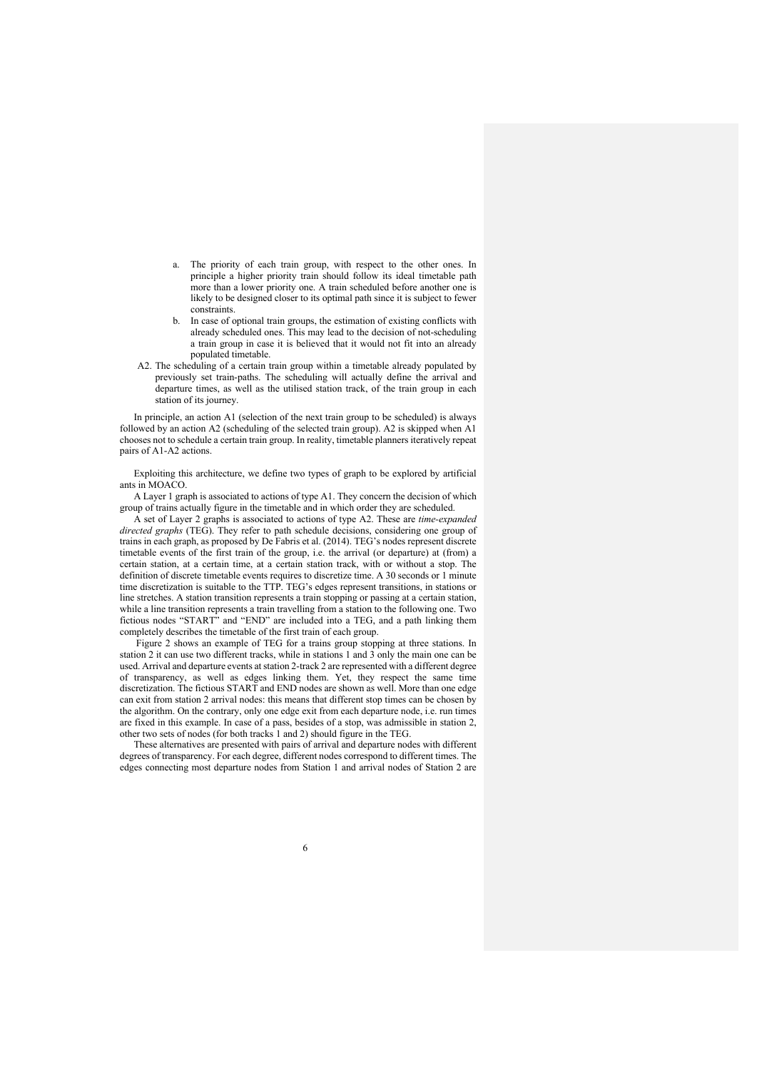a. The priority of each train group, with respect to the other ones. In principle a higher priority train should follow its ideal timetable path more than a lower priority one. A train scheduled before another one is likely to be designed closer to its optimal path since it is subject to fewer constraints.
   b. In case of optional train groups, the estimation of existing conflicts with already scheduled ones. This may lead to the decision of not-scheduling a train group in case it is believed that it would not fit into an already populated timetable.

A2. The scheduling of a certain train group within a timetable already populated by previously set train-paths. The scheduling will actually define the arrival and departure times, as well as the utilised station track, of the train group in each station of its journey.

In principle, an action A1 (selection of the next train group to be scheduled) is always followed by an action A2 (scheduling of the selected train group). A2 is skipped when A1 chooses not to schedule a certain train group. In reality, timetable planners iteratively repeat pairs of A1-A2 actions.

Exploiting this architecture, we define two types of graph to be explored by artificial ants in MOACO.

A Layer 1 graph is associated to actions of type A1. They concern the decision of which group of trains actually figure in the timetable and in which order they are scheduled.

A set of Layer 2 graphs is associated to actions of type A2. These are *time-expanded directed graphs* (TEG). They refer to path schedule decisions, considering one group of trains in each graph, as proposed by De Fabris et al. (2014). TEG's nodes represent discrete timetable events of the first train of the group, i.e. the arrival (or departure) at (from) a certain station, at a certain time, at a certain station track, with or without a stop. The definition of discrete timetable events requires to discretize time. A 30 seconds or 1 minute time discretization is suitable to the TTP. TEG's edges represent transitions, in stations or line stretches. A station transition represents a train stopping or passing at a certain station, while a line transition represents a train travelling from a station to the following one. Two fictious nodes "START" and "END" are included into a TEG, and a path linking them completely describes the timetable of the first train of each group.

Figure 2 shows an example of TEG for a trains group stopping at three stations. In station 2 it can use two different tracks, while in stations 1 and 3 only the main one can be used. Arrival and departure events at station 2-track 2 are represented with a different degree of transparency, as well as edges linking them. Yet, they respect the same time discretization. The fictious START and END nodes are shown as well. More than one edge can exit from station 2 arrival nodes: this means that different stop times can be chosen by the algorithm. On the contrary, only one edge exit from each departure node, i.e. run times are fixed in this example. In case of a pass, besides of a stop, was admissible in station 2, other two sets of nodes (for both tracks 1 and 2) should figure in the TEG.

These alternatives are presented with pairs of arrival and departure nodes with different degrees of transparency. For each degree, different nodes correspond to different times. The edges connecting most departure nodes from Station 1 and arrival nodes of Station 2 are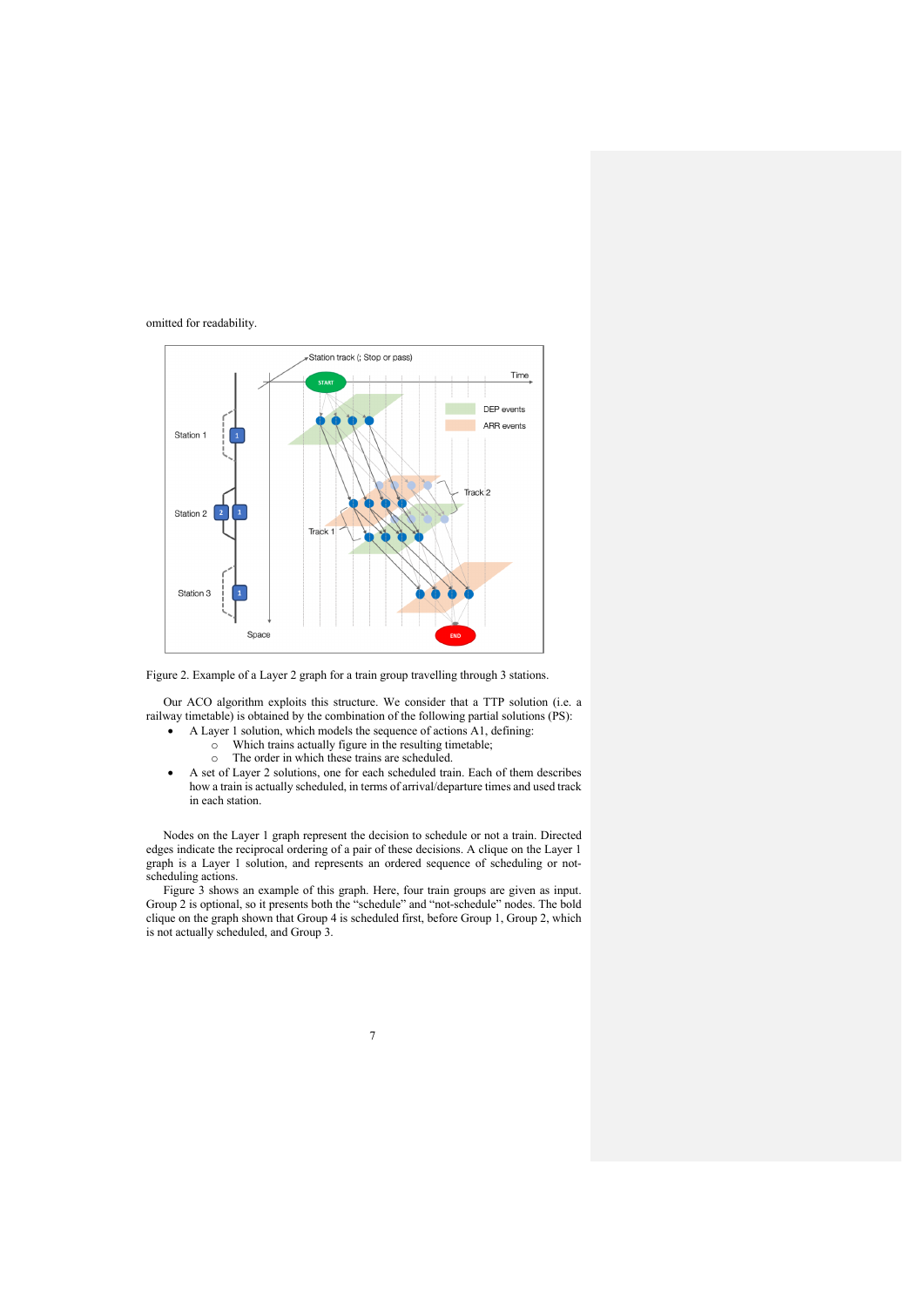omitted for readability.

Figure 2. Example of a Layer 2 graph for a train group travelling through 3 stations.

Our ACO algorithm exploits this structure. We consider that a TTP solution (i.e. a railway timetable) is obtained by the combination of the following partial solutions (PS):

- A Layer 1 solution, which models the sequence of actions A1, defining:
  - Which trains actually figure in the resulting timetable;
  - The order in which these trains are scheduled.
- A set of Layer 2 solutions, one for each scheduled train. Each of them describes how a train is actually scheduled, in terms of arrival/departure times and used track in each station.

Nodes on the Layer 1 graph represent the decision to schedule or not a train. Directed edges indicate the reciprocal ordering of a pair of these decisions. A clique on the Layer 1 graph is a Layer 1 solution, and represents an ordered sequence of scheduling or not-scheduling actions.

Figure 3 shows an example of this graph. Here, four train groups are given as input. Group 2 is optional, so it presents both the "schedule" and "not-schedule" nodes. The bold clique on the graph shown that Group 4 is scheduled first, before Group 1, Group 2, which is not actually scheduled, and Group 3.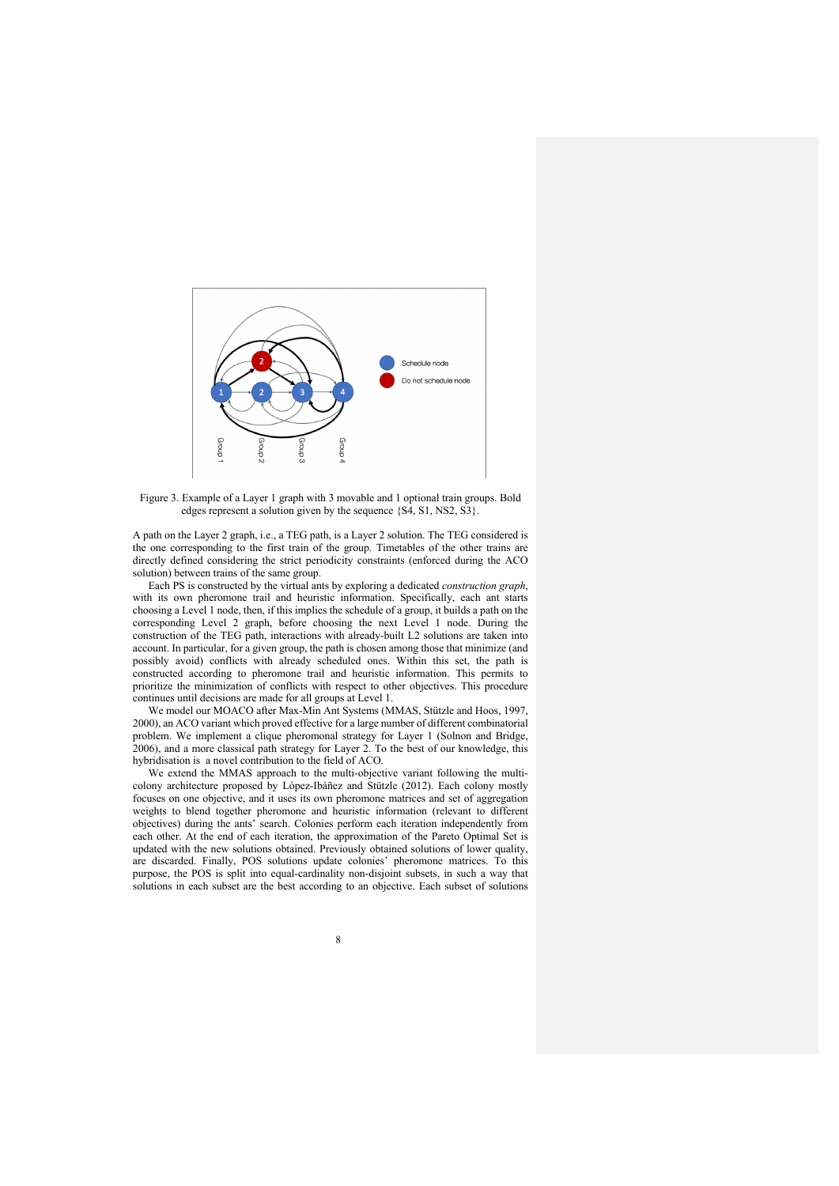Figure 3. Example of a Layer 1 graph with 3 movable and 1 optional train groups. Bold edges represent a solution given by the sequence {S4, S1, NS2, S3}.

A path on the Layer 2 graph, i.e., a TEG path, is a Layer 2 solution. The TEG considered is the one corresponding to the first train of the group. Timetables of the other trains are directly defined considering the strict periodicity constraints (enforced during the ACO solution) between trains of the same group.

Each PS is constructed by the virtual ants by exploring a dedicated *construction graph*, with its own pheromone trail and heuristic information. Specifically, each ant starts choosing a Level 1 node, then, if this implies the schedule of a group, it builds a path on the corresponding Level 2 graph, before choosing the next Level 1 node. During the construction of the TEG path, interactions with already-built L2 solutions are taken into account. In particular, for a given group, the path is chosen among those that minimize (and possibly avoid) conflicts with already scheduled ones. Within this set, the path is constructed according to pheromone trail and heuristic information. This permits to prioritize the minimization of conflicts with respect to other objectives. This procedure continues until decisions are made for all groups at Level 1.

We model our MOACO after Max-Min Ant Systems (MMAS, Stützle and Hoos, 1997, 2000), an ACO variant which proved effective for a large number of different combinatorial problem. We implement a clique pheromonal strategy for Layer 1 (Solnon and Bridge, 2006), and a more classical path strategy for Layer 2. To the best of our knowledge, this hybridisation is a novel contribution to the field of ACO.

We extend the MMAS approach to the multi-objective variant following the multi-colony architecture proposed by López-Ibáñez and Stützle (2012). Each colony mostly focuses on one objective, and it uses its own pheromone matrices and set of aggregation weights to blend together pheromone and heuristic information (relevant to different objectives) during the ants' search. Colonies perform each iteration independently from each other. At the end of each iteration, the approximation of the Pareto Optimal Set is updated with the new solutions obtained. Previously obtained solutions of lower quality, are discarded. Finally, POS solutions update colonies' pheromone matrices. To this purpose, the POS is split into equal-cardinality non-disjoint subsets, in such a way that solutions in each subset are the best according to an objective. Each subset of solutions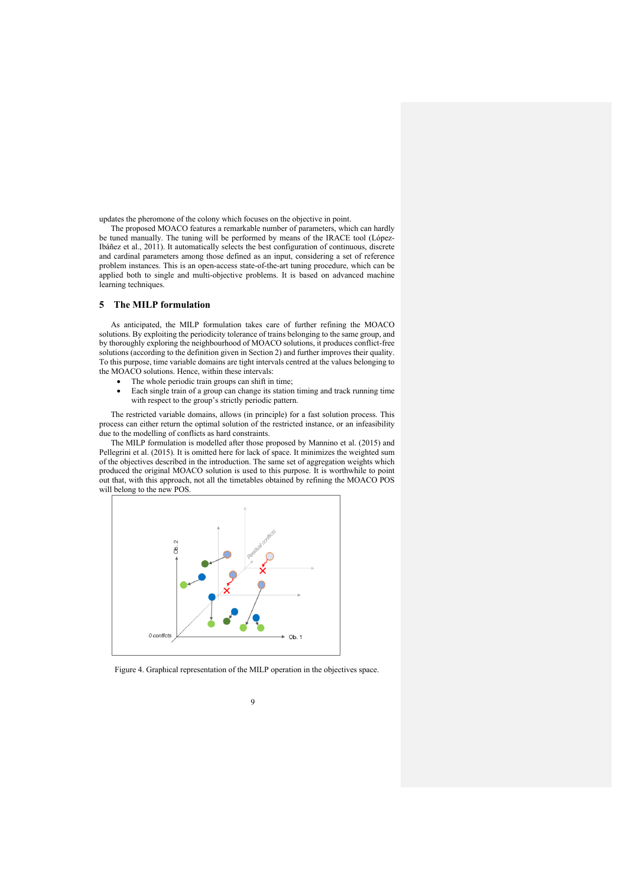updates the pheromone of the colony which focuses on the objective in point.

The proposed MOACO features a remarkable number of parameters, which can hardly be tuned manually. The tuning will be performed by means of the IRACE tool (López-Ibáñez et al., 2011). It automatically selects the best configuration of continuous, discrete and cardinal parameters among those defined as an input, considering a set of reference problem instances. This is an open-access state-of-the-art tuning procedure, which can be applied both to single and multi-objective problems. It is based on advanced machine learning techniques.

## 5 The MILP formulation

As anticipated, the MILP formulation takes care of further refining the MOACO solutions. By exploiting the periodicity tolerance of trains belonging to the same group, and by thoroughly exploring the neighbourhood of MOACO solutions, it produces conflict-free solutions (according to the definition given in Section 2) and further improves their quality. To this purpose, time variable domains are tight intervals centred at the values belonging to the MOACO solutions. Hence, within these intervals:

- The whole periodic train groups can shift in time;
- Each single train of a group can change its station timing and track running time with respect to the group's strictly periodic pattern.

The restricted variable domains, allows (in principle) for a fast solution process. This process can either return the optimal solution of the restricted instance, or an infeasibility due to the modelling of conflicts as hard constraints.

The MILP formulation is modelled after those proposed by Mannino et al. (2015) and Pellegrini et al. (2015). It is omitted here for lack of space. It minimizes the weighted sum of the objectives described in the introduction. The same set of aggregation weights which produced the original MOACO solution is used to this purpose. It is worthwhile to point out that, with this approach, not all the timetables obtained by refining the MOACO POS will belong to the new POS.

Figure 4. Graphical representation of the MILP operation in the objectives space.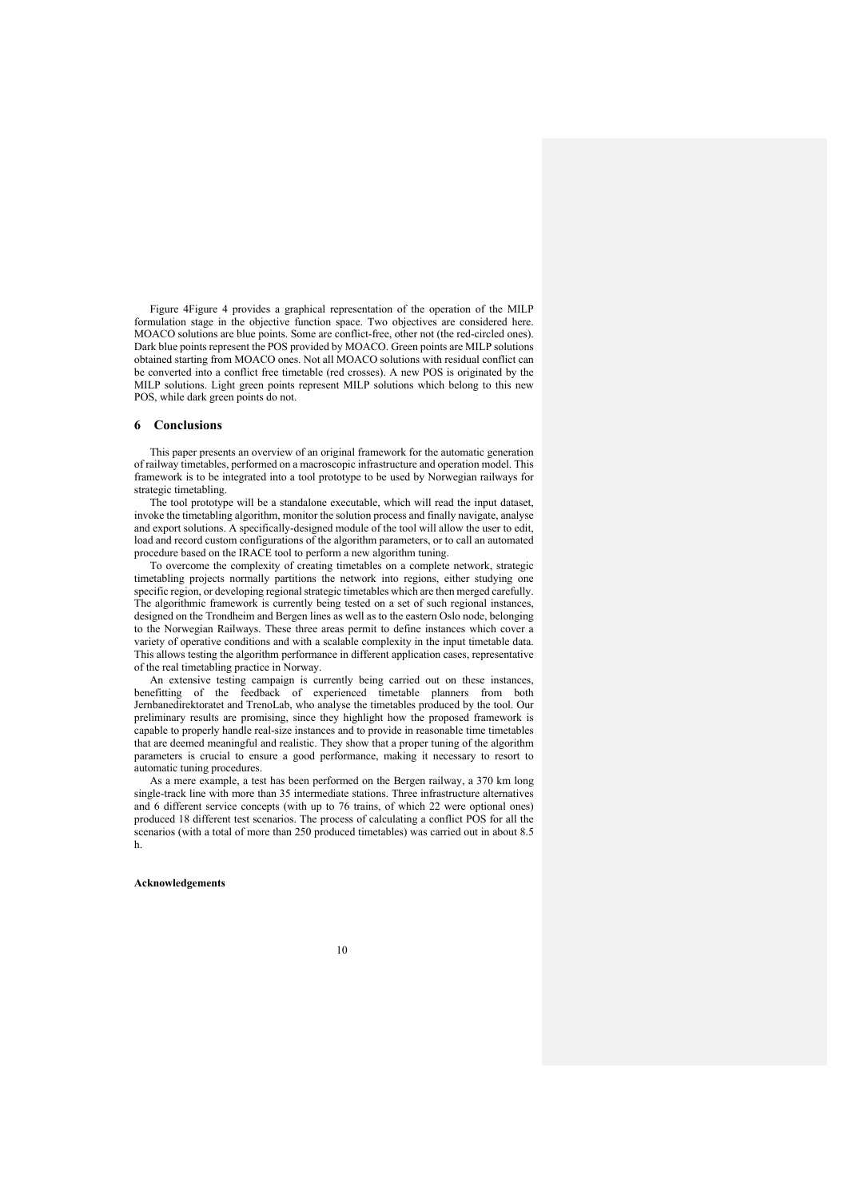Figure 4Figure 4 provides a graphical representation of the operation of the MILP formulation stage in the objective function space. Two objectives are considered here. MOACO solutions are blue points. Some are conflict-free, other not (the red-circled ones). Dark blue points represent the POS provided by MOACO. Green points are MILP solutions obtained starting from MOACO ones. Not all MOACO solutions with residual conflict can be converted into a conflict free timetable (red crosses). A new POS is originated by the MILP solutions. Light green points represent MILP solutions which belong to this new POS, while dark green points do not.

## 6 Conclusions

This paper presents an overview of an original framework for the automatic generation of railway timetables, performed on a macroscopic infrastructure and operation model. This framework is to be integrated into a tool prototype to be used by Norwegian railways for strategic timetabling.

The tool prototype will be a standalone executable, which will read the input dataset, invoke the timetabling algorithm, monitor the solution process and finally navigate, analyse and export solutions. A specifically-designed module of the tool will allow the user to edit, load and record custom configurations of the algorithm parameters, or to call an automated procedure based on the IRACE tool to perform a new algorithm tuning.

To overcome the complexity of creating timetables on a complete network, strategic timetabling projects normally partitions the network into regions, either studying one specific region, or developing regional strategic timetables which are then merged carefully. The algorithmic framework is currently being tested on a set of such regional instances, designed on the Trondheim and Bergen lines as well as to the eastern Oslo node, belonging to the Norwegian Railways. These three areas permit to define instances which cover a variety of operative conditions and with a scalable complexity in the input timetable data. This allows testing the algorithm performance in different application cases, representative of the real timetabling practice in Norway.

An extensive testing campaign is currently being carried out on these instances, benefitting of the feedback of experienced timetable planners from both Jernbanedirektoratet and TrenoLab, who analyse the timetables produced by the tool. Our preliminary results are promising, since they highlight how the proposed framework is capable to properly handle real-size instances and to provide in reasonable time timetables that are deemed meaningful and realistic. They show that a proper tuning of the algorithm parameters is crucial to ensure a good performance, making it necessary to resort to automatic tuning procedures.

As a mere example, a test has been performed on the Bergen railway, a 370 km long single-track line with more than 35 intermediate stations. Three infrastructure alternatives and 6 different service concepts (with up to 76 trains, of which 22 were optional ones) produced 18 different test scenarios. The process of calculating a conflict POS for all the scenarios (with a total of more than 250 produced timetables) was carried out in about 8.5 h.

**Acknowledgements**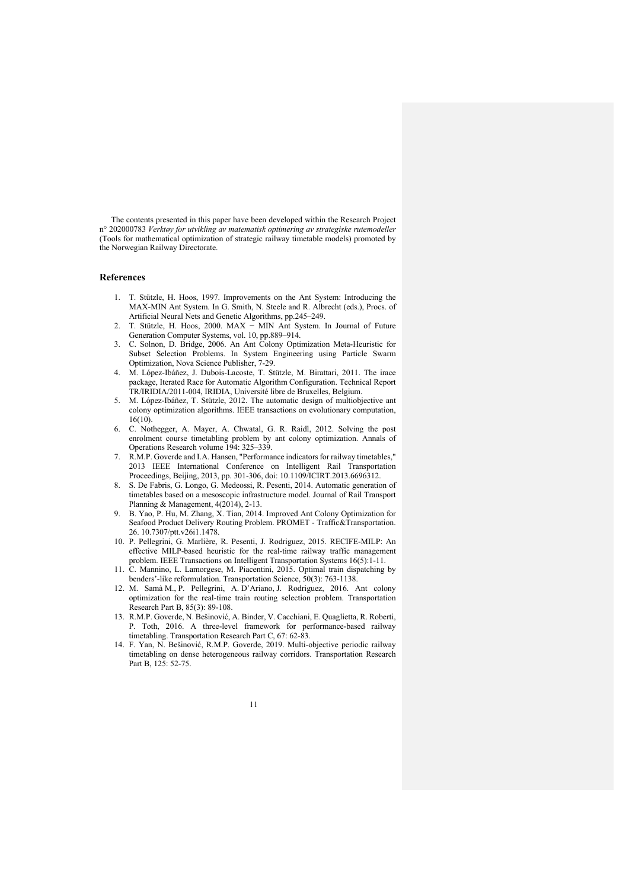The contents presented in this paper have been developed within the Research Project n° 202000783 *Verktøy for utvikling av matematisk optimering av strategiske rutemodeller* (Tools for mathematical optimization of strategic railway timetable models) promoted by the Norwegian Railway Directorate.

## References

1. T. Stützle, H. Hoos, 1997. Improvements on the Ant System: Introducing the MAX-MIN Ant System. In G. Smith, N. Steele and R. Albrecht (eds.), Procs. of Artificial Neural Nets and Genetic Algorithms, pp.245–249.
2. T. Stützle, H. Hoos, 2000. MAX − MIN Ant System. In Journal of Future Generation Computer Systems, vol. 10, pp.889–914.
3. C. Solnon, D. Bridge, 2006. An Ant Colony Optimization Meta-Heuristic for Subset Selection Problems. In System Engineering using Particle Swarm Optimization, Nova Science Publisher, 7-29.
4. M. López-Ibáñez, J. Dubois-Lacoste, T. Stützle, M. Birattari, 2011. The irace package, Iterated Race for Automatic Algorithm Configuration. Technical Report TR/IRIDIA/2011-004, IRIDIA, Université libre de Bruxelles, Belgium.
5. M. López-Ibáñez, T. Stützle, 2012. The automatic design of multiobjective ant colony optimization algorithms. IEEE transactions on evolutionary computation, 16(10).
6. C. Nothegger, A. Mayer, A. Chwatal, G. R. Raidl, 2012. Solving the post enrolment course timetabling problem by ant colony optimization. Annals of Operations Research volume 194: 325–339.
7. R.M.P. Goverde and I.A. Hansen, "Performance indicators for railway timetables," 2013 IEEE International Conference on Intelligent Rail Transportation Proceedings, Beijing, 2013, pp. 301-306, doi: 10.1109/ICIRT.2013.6696312.
8. S. De Fabris, G. Longo, G. Medeossi, R. Pesenti, 2014. Automatic generation of timetables based on a mesoscopic infrastructure model. Journal of Rail Transport Planning & Management, 4(2014), 2-13.
9. B. Yao, P. Hu, M. Zhang, X. Tian, 2014. Improved Ant Colony Optimization for Seafood Product Delivery Routing Problem. PROMET - Traffic&Transportation. 26. 10.7307/ptt.v26i1.1478.
10. P. Pellegrini, G. Marlière, R. Pesenti, J. Rodriguez, 2015. RECIFE-MILP: An effective MILP-based heuristic for the real-time railway traffic management problem. IEEE Transactions on Intelligent Transportation Systems 16(5):1-11.
11. C. Mannino, L. Lamorgese, M. Piacentini, 2015. Optimal train dispatching by benders'-like reformulation. Transportation Science, 50(3): 763-1138.
12. M. Samà M., P. Pellegrini, A. D'Ariano, J. Rodriguez, 2016. Ant colony optimization for the real-time train routing selection problem. Transportation Research Part B, 85(3): 89-108.
13. R.M.P. Goverde, N. Bešinović, A. Binder, V. Cacchiani, E. Quaglietta, R. Roberti, P. Toth, 2016. A three-level framework for performance-based railway timetabling. Transportation Research Part C, 67: 62-83.
14. F. Yan, N. Bešinović, R.M.P. Goverde, 2019. Multi-objective periodic railway timetabling on dense heterogeneous railway corridors. Transportation Research Part B, 125: 52-75.